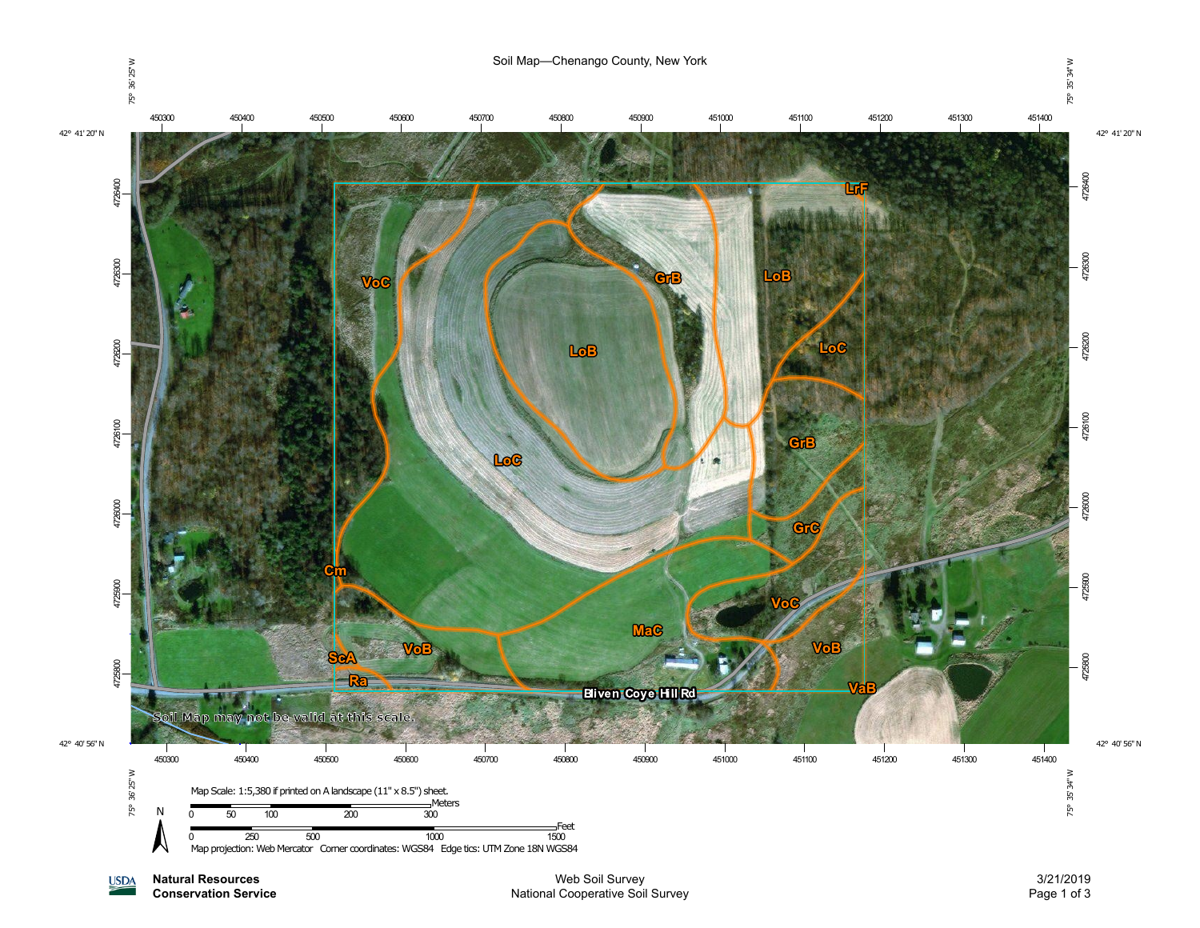# Soil Map—Chenango County, New York

75° 36' 25" W — 75° 35' 34" W

42° 41' 20" N — 42° 40' 56" N

450300 450400 450500 450600 450700 450800 450900 451000 451100 451200 451300 451400

4726400 4726300 4726200 4726100 4726000 4725900 4725800

LrF

VoC

GrB

LoB

LoB

LoC

LoC

GrB

GrC

Cm

VoC

MaC

VoB

VoB

ScA

Ra

VaB

Bliven Coye Hill Rd

Soil Map may not be valid at this scale.

Map Scale: 1:5,380 if printed on A landscape (11" x 8.5") sheet.

Meters: 0 50 100 200 300

Feet: 0 250 500 1000 1500

N

Map projection: Web Mercator Corner coordinates: WGS84 Edge tics: UTM Zone 18N WGS84

USDA **Natural Resources Conservation Service**

Web Soil Survey
National Cooperative Soil Survey

3/21/2019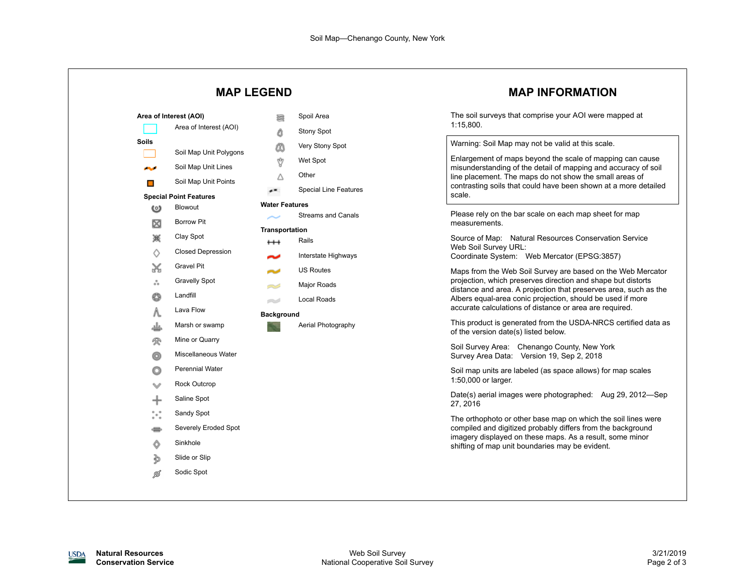# MAP LEGEND

**Area of Interest (AOI)**

- Area of Interest (AOI)

**Soils**

- Soil Map Unit Polygons
- Soil Map Unit Lines
- Soil Map Unit Points

**Special Point Features**

- Blowout
- Borrow Pit
- Clay Spot
- Closed Depression
- Gravel Pit
- Gravelly Spot
- Landfill
- Lava Flow
- Marsh or swamp
- Mine or Quarry
- Miscellaneous Water
- Perennial Water
- Rock Outcrop
- Saline Spot
- Sandy Spot
- Severely Eroded Spot
- Sinkhole
- Slide or Slip
- Sodic Spot
- Spoil Area
- Stony Spot
- Very Stony Spot
- Wet Spot
- Other
- Special Line Features

**Water Features**

- Streams and Canals

**Transportation**

- Rails
- Interstate Highways
- US Routes
- Major Roads
- Local Roads

**Background**

- Aerial Photography

# MAP INFORMATION

The soil surveys that comprise your AOI were mapped at 1:15,800.

Warning: Soil Map may not be valid at this scale.

Enlargement of maps beyond the scale of mapping can cause misunderstanding of the detail of mapping and accuracy of soil line placement. The maps do not show the small areas of contrasting soils that could have been shown at a more detailed scale.

Please rely on the bar scale on each map sheet for map measurements.

Source of Map: Natural Resources Conservation Service
Web Soil Survey URL:
Coordinate System: Web Mercator (EPSG:3857)

Maps from the Web Soil Survey are based on the Web Mercator projection, which preserves direction and shape but distorts distance and area. A projection that preserves area, such as the Albers equal-area conic projection, should be used if more accurate calculations of distance or area are required.

This product is generated from the USDA-NRCS certified data as of the version date(s) listed below.

Soil Survey Area: Chenango County, New York
Survey Area Data: Version 19, Sep 2, 2018

Soil map units are labeled (as space allows) for map scales 1:50,000 or larger.

Date(s) aerial images were photographed: Aug 29, 2012—Sep 27, 2016

The orthophoto or other base map on which the soil lines were compiled and digitized probably differs from the background imagery displayed on these maps. As a result, some minor shifting of map unit boundaries may be evident.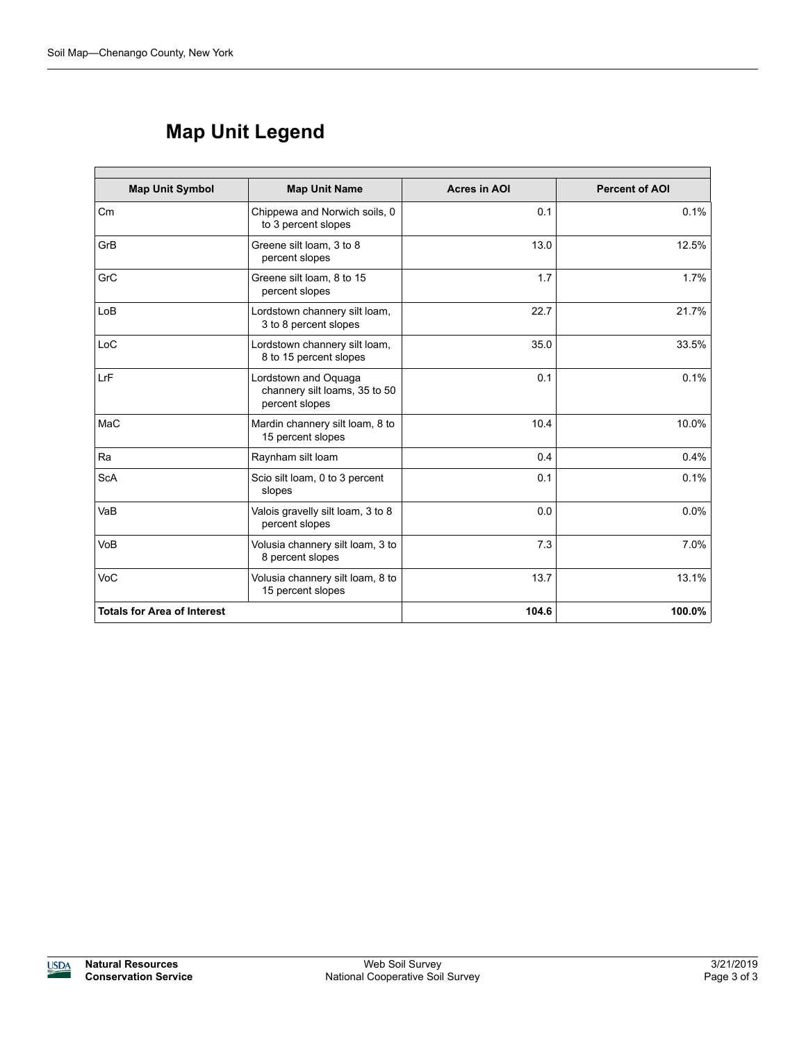## Map Unit Legend

| Map Unit Symbol | Map Unit Name | Acres in AOI | Percent of AOI |
|---|---|---|---|
| Cm | Chippewa and Norwich soils, 0 to 3 percent slopes | 0.1 | 0.1% |
| GrB | Greene silt loam, 3 to 8 percent slopes | 13.0 | 12.5% |
| GrC | Greene silt loam, 8 to 15 percent slopes | 1.7 | 1.7% |
| LoB | Lordstown channery silt loam, 3 to 8 percent slopes | 22.7 | 21.7% |
| LoC | Lordstown channery silt loam, 8 to 15 percent slopes | 35.0 | 33.5% |
| LrF | Lordstown and Oquaga channery silt loams, 35 to 50 percent slopes | 0.1 | 0.1% |
| MaC | Mardin channery silt loam, 8 to 15 percent slopes | 10.4 | 10.0% |
| Ra | Raynham silt loam | 0.4 | 0.4% |
| ScA | Scio silt loam, 0 to 3 percent slopes | 0.1 | 0.1% |
| VaB | Valois gravelly silt loam, 3 to 8 percent slopes | 0.0 | 0.0% |
| VoB | Volusia channery silt loam, 3 to 8 percent slopes | 7.3 | 7.0% |
| VoC | Volusia channery silt loam, 8 to 15 percent slopes | 13.7 | 13.1% |
| **Totals for Area of Interest** | | **104.6** | **100.0%** |